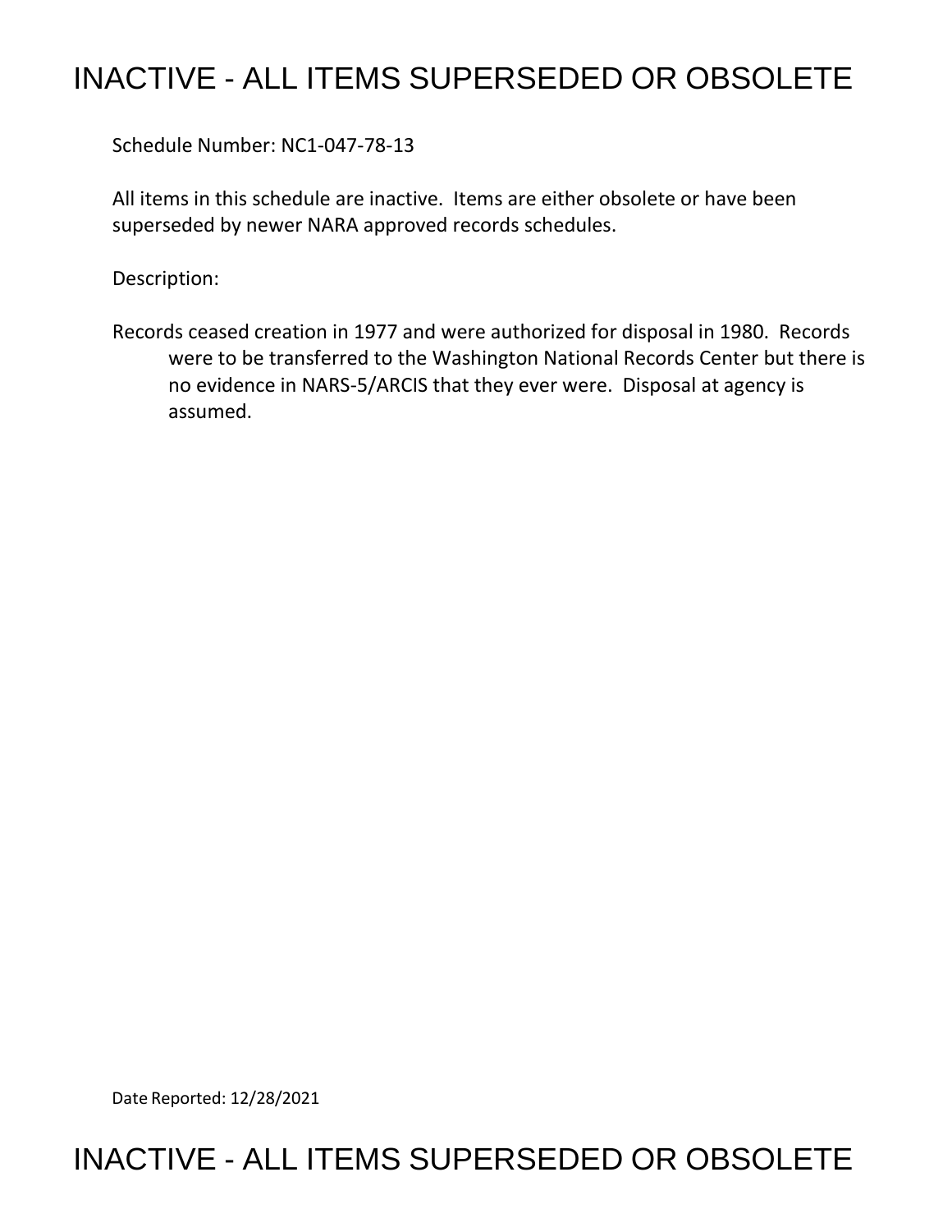# INACTIVE - ALL ITEMS SUPERSEDED OR OBSOLETE

Schedule Number: NC1-047-78-13

All items in this schedule are inactive. Items are either obsolete or have been superseded by newer NARA approved records schedules.

Description:

Records ceased creation in 1977 and were authorized for disposal in 1980. Records were to be transferred to the Washington National Records Center but there is no evidence in NARS-5/ARCIS that they ever were. Disposal at agency is assumed.

Date Reported: 12/28/2021

# INACTIVE - ALL ITEMS SUPERSEDED OR OBSOLETE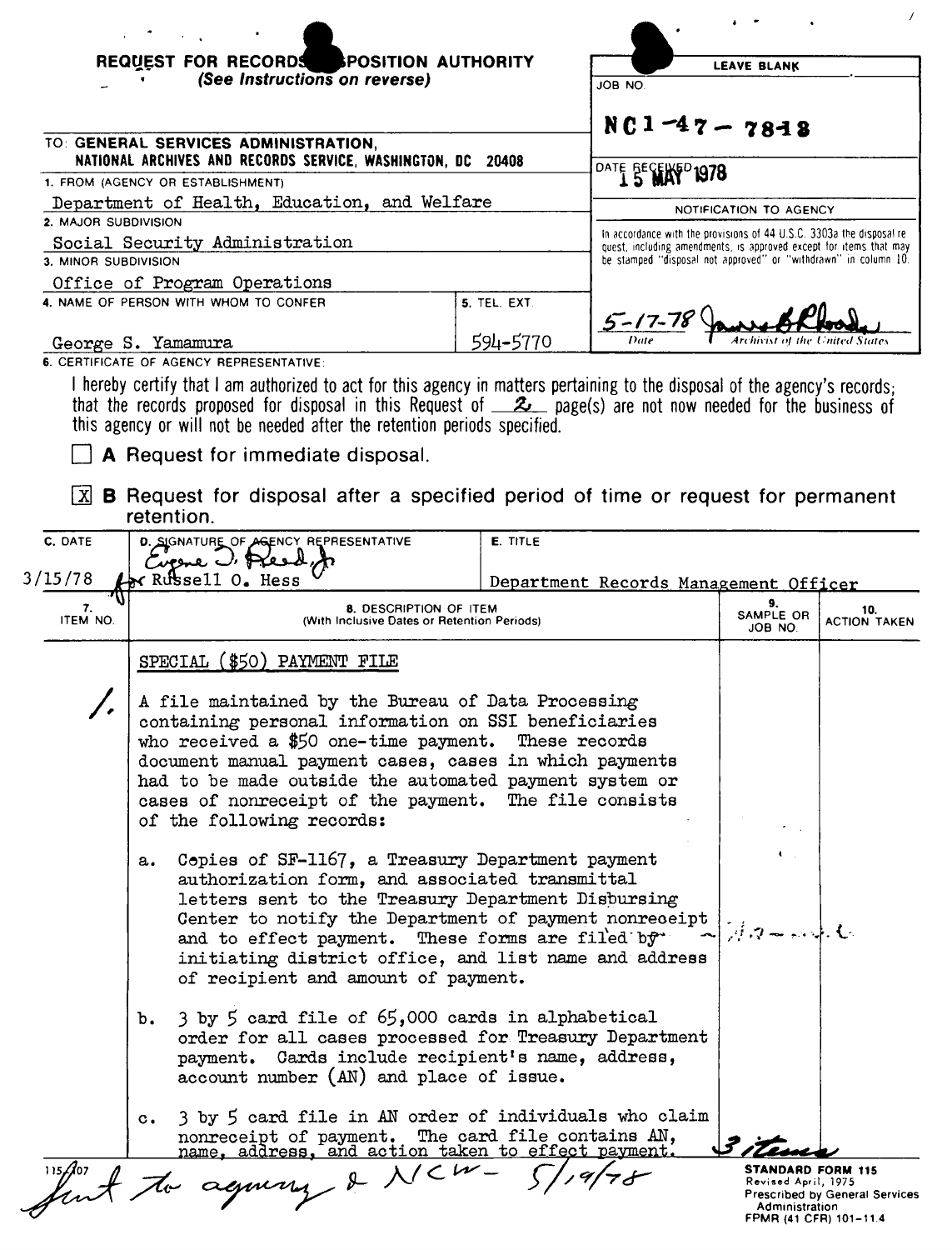**REQUEST FOR RECORDS DISPOSITION AUTHORITY**
*(See Instructions on reverse)*

| | LEAVE BLANK |
|---|---|
| TO: **GENERAL SERVICES ADMINISTRATION, NATIONAL ARCHIVES AND RECORDS SERVICE, WASHINGTON, DC 20408** | JOB NO. NC1-47-7818 |
| 1. FROM (AGENCY OR ESTABLISHMENT) Department of Health, Education, and Welfare | DATE RECEIVED 15 MAY 1978 |
| 2. MAJOR SUBDIVISION Social Security Administration | NOTIFICATION TO AGENCY |
| 3. MINOR SUBDIVISION Office of Program Operations | In accordance with the provisions of 44 U.S.C. 3303a the disposal request, including amendments, is approved except for items that may be stamped "disposal not approved" or "withdrawn" in column 10. |
| 4. NAME OF PERSON WITH WHOM TO CONFER George S. Yamamura — 5. TEL. EXT. 594-5770 | 5-17-78 *[signature]* Date / Archivist of the United States |

6. CERTIFICATE OF AGENCY REPRESENTATIVE:

I hereby certify that I am authorized to act for this agency in matters pertaining to the disposal of the agency's records; that the records proposed for disposal in this Request of 2 page(s) are not now needed for the business of this agency or will not be needed after the retention periods specified.

☐ **A** Request for immediate disposal.

☒ **B** Request for disposal after a specified period of time or request for permanent retention.

| C. DATE | D. SIGNATURE OF AGENCY REPRESENTATIVE | E. TITLE |
|---|---|---|
| 3/15/78 | *Eugene J. Reed, Jr.* for Russell O. Hess | Department Records Management Officer |

| 7. ITEM NO. | 8. DESCRIPTION OF ITEM (With Inclusive Dates or Retention Periods) | 9. SAMPLE OR JOB NO. | 10. ACTION TAKEN |
|---|---|---|---|
| | SPECIAL ($50) PAYMENT FILE | | |
| 1. | A file maintained by the Bureau of Data Processing containing personal information on SSI beneficiaries who received a $50 one-time payment. These records document manual payment cases, cases in which payments had to be made outside the automated payment system or cases of nonreceipt of the payment. The file consists of the following records: | | |
| | a. Copies of SF-1167, a Treasury Department payment authorization form, and associated transmittal letters sent to the Treasury Department Disbursing Center to notify the Department of payment nonreceipt and to effect payment. These forms are filed by initiating district office, and list name and address of recipient and amount of payment. | | |
| | b. 3 by 5 card file of 65,000 cards in alphabetical order for all cases processed for Treasury Department payment. Cards include recipient's name, address, account number (AN) and place of issue. | | |
| | c. 3 by 5 card file in AN order of individuals who claim nonreceipt of payment. The card file contains AN, name, address, and action taken to effect payment. | 3 items | |

115-107 *Sent to agency & NCW - 5/19/78*

**STANDARD FORM 115**
Revised April, 1975
Prescribed by General Services Administration
FPMR (41 CFR) 101-11.4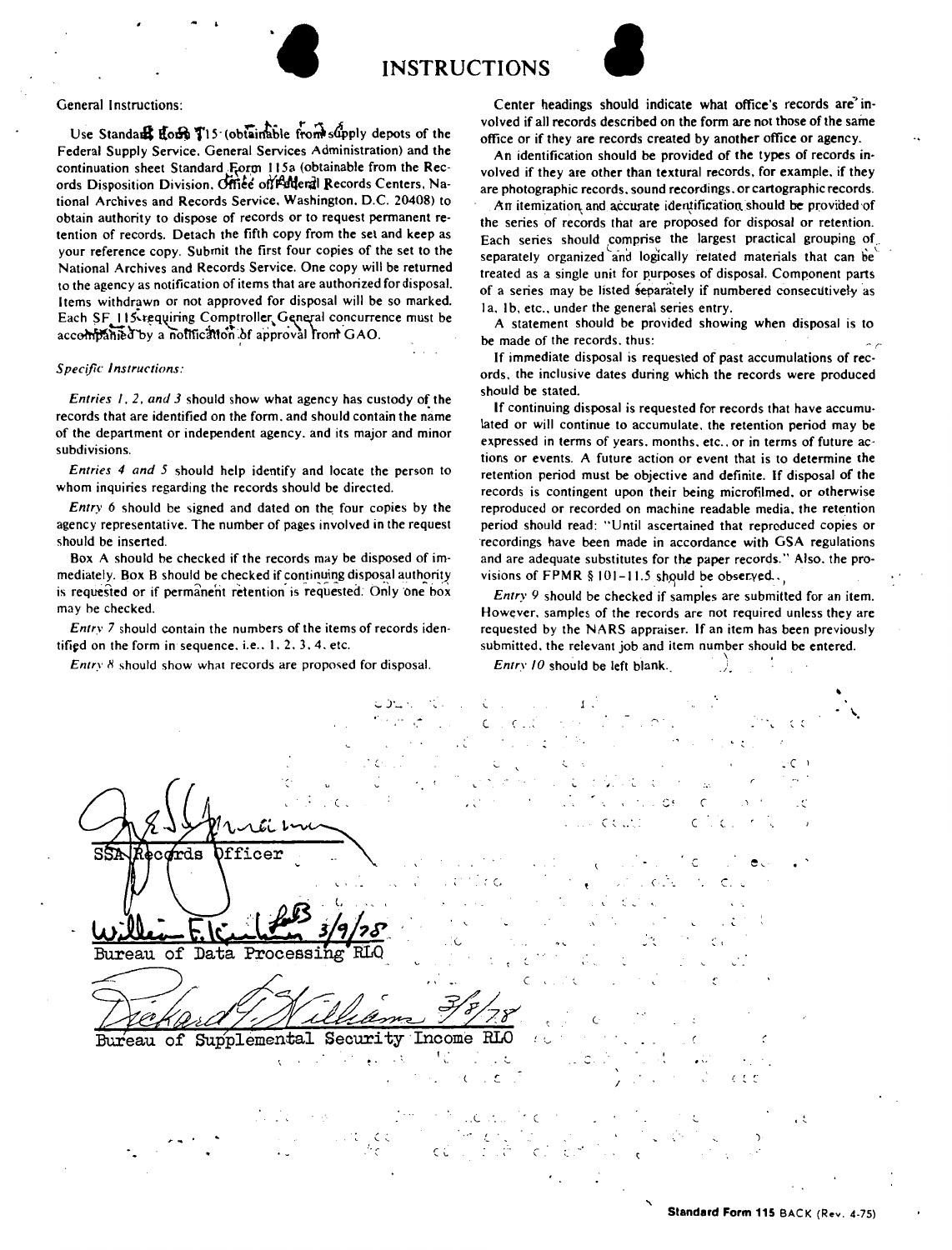# INSTRUCTIONS

General Instructions:

Use Standard Form 115 (obtainable from supply depots of the Federal Supply Service, General Services Administration) and the continuation sheet Standard Form 115a (obtainable from the Records Disposition Division, Office of Federal Records Centers, National Archives and Records Service, Washington, D.C. 20408) to obtain authority to dispose of records or to request permanent retention of records. Detach the fifth copy from the set and keep as your reference copy. Submit the first four copies of the set to the National Archives and Records Service. One copy will be returned to the agency as notification of items that are authorized for disposal. Items withdrawn or not approved for disposal will be so marked. Each SF 115 requiring Comptroller General concurrence must be accompanied by a notification of approval from GAO.

*Specific Instructions:*

*Entries 1, 2, and 3* should show what agency has custody of the records that are identified on the form, and should contain the name of the department or independent agency, and its major and minor subdivisions.

*Entries 4 and 5* should help identify and locate the person to whom inquiries regarding the records should be directed.

*Entry 6* should be signed and dated on the four copies by the agency representative. The number of pages involved in the request should be inserted.

Box A should be checked if the records may be disposed of immediately. Box B should be checked if continuing disposal authority is requested or if permanent retention is requested. Only one box may be checked.

*Entry 7* should contain the numbers of the items of records identified on the form in sequence, i.e., 1, 2, 3, 4, etc.

*Entry 8* should show what records are proposed for disposal.

Center headings should indicate what office's records are involved if all records described on the form are not those of the same office or if they are records created by another office or agency.

An identification should be provided of the types of records involved if they are other than textural records, for example, if they are photographic records, sound recordings, or cartographic records.

An itemization and accurate identification should be provided of the series of records that are proposed for disposal or retention. Each series should comprise the largest practical grouping of separately organized and logically related materials that can be treated as a single unit for purposes of disposal. Component parts of a series may be listed separately if numbered consecutively as 1a, 1b, etc., under the general series entry.

A statement should be provided showing when disposal is to be made of the records, thus:

If immediate disposal is requested of past accumulations of records, the inclusive dates during which the records were produced should be stated.

If continuing disposal is requested for records that have accumulated or will continue to accumulate, the retention period may be expressed in terms of years, months, etc., or in terms of future actions or events. A future action or event that is to determine the retention period must be objective and definite. If disposal of the records is contingent upon their being microfilmed, or otherwise reproduced or recorded on machine readable media, the retention period should read: "Until ascertained that reproduced copies or recordings have been made in accordance with GSA regulations and are adequate substitutes for the paper records." Also, the provisions of FPMR § 101-11.5 should be observed.

*Entry 9* should be checked if samples are submitted for an item. However, samples of the records are not required unless they are requested by the NARS appraiser. If an item has been previously submitted, the relevant job and item number should be entered.

*Entry 10* should be left blank.

SSA Records Officer

William F. Kinkle 3/9/78
Bureau of Data Processing RLO

Richard J. Williams 3/8/78
Bureau of Supplemental Security Income RLO

**Standard Form 115** BACK (Rev. 4-75)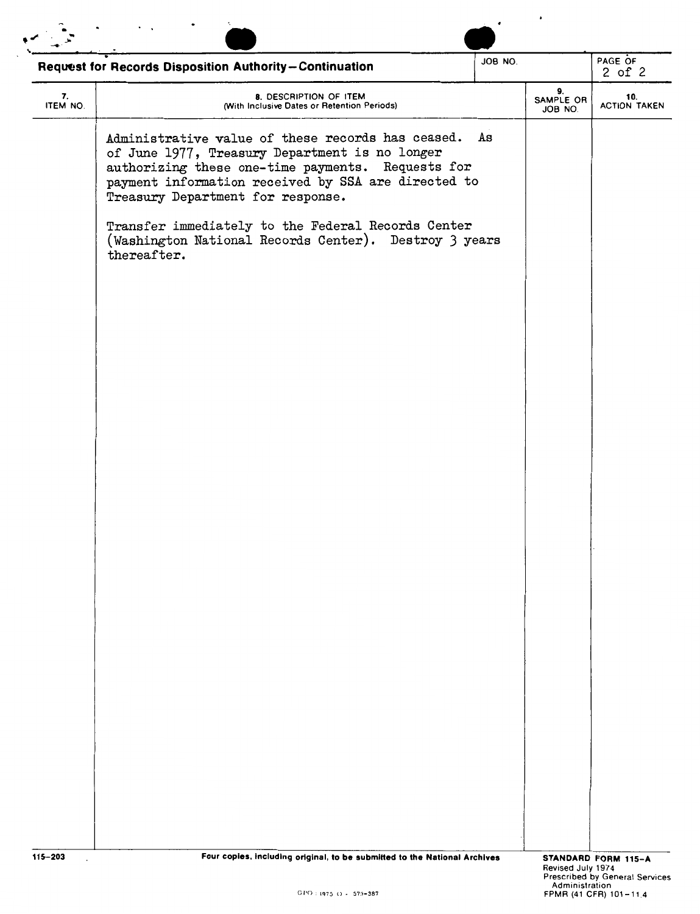## Request for Records Disposition Authority—Continuation

| 7. ITEM NO. | 8. DESCRIPTION OF ITEM (With Inclusive Dates or Retention Periods) | 9. SAMPLE OR JOB NO. | 10. ACTION TAKEN |
|---|---|---|---|
| | Administrative value of these records has ceased. As of June 1977, Treasury Department is no longer authorizing these one-time payments. Requests for payment information received by SSA are directed to Treasury Department for response.<br><br>Transfer immediately to the Federal Records Center (Washington National Records Center). Destroy 3 years thereafter. | | |

115-203

Four copies, including original, to be submitted to the National Archives

STANDARD FORM 115-A
Revised July 1974
Prescribed by General Services Administration
FPMR (41 CFR) 101-11.4

GPO : 1975 O - 573-387